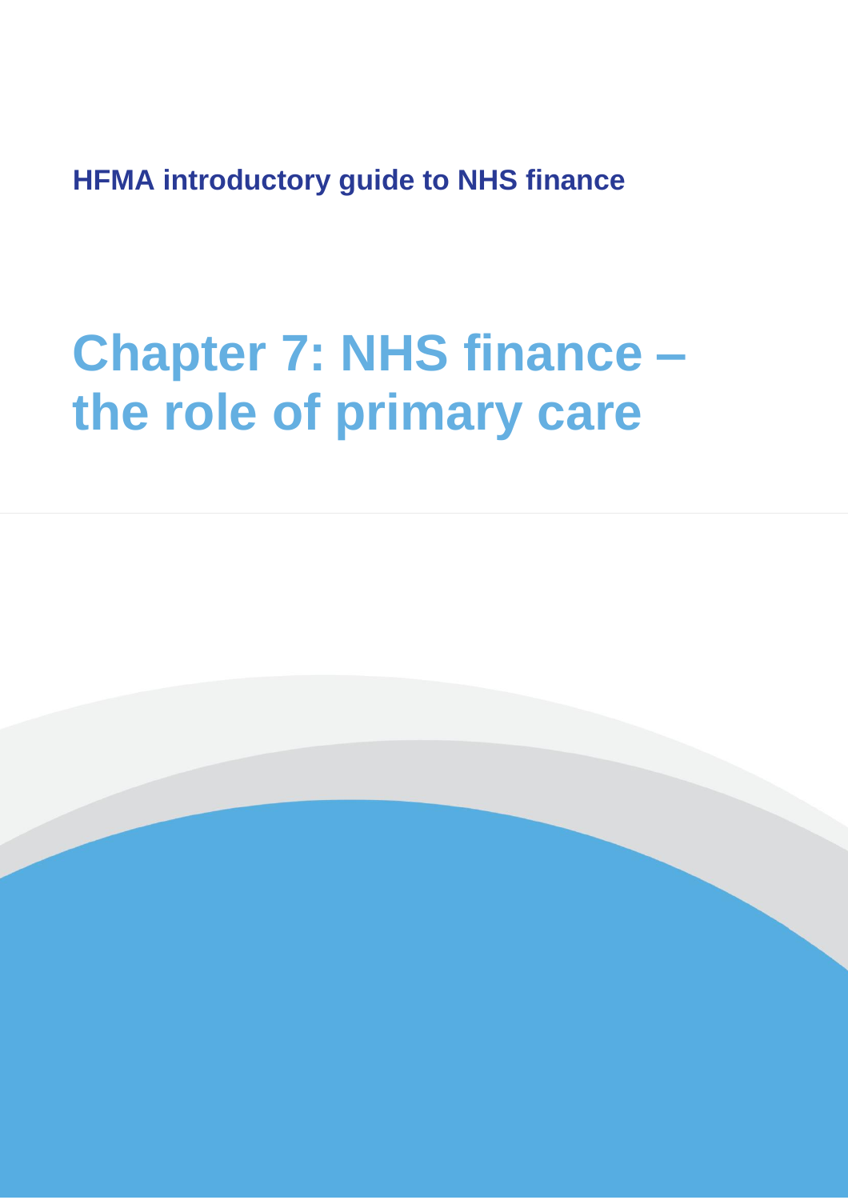**HFMA introductory guide to NHS finance**

# Chapter 7: NHS finance – the role of primary care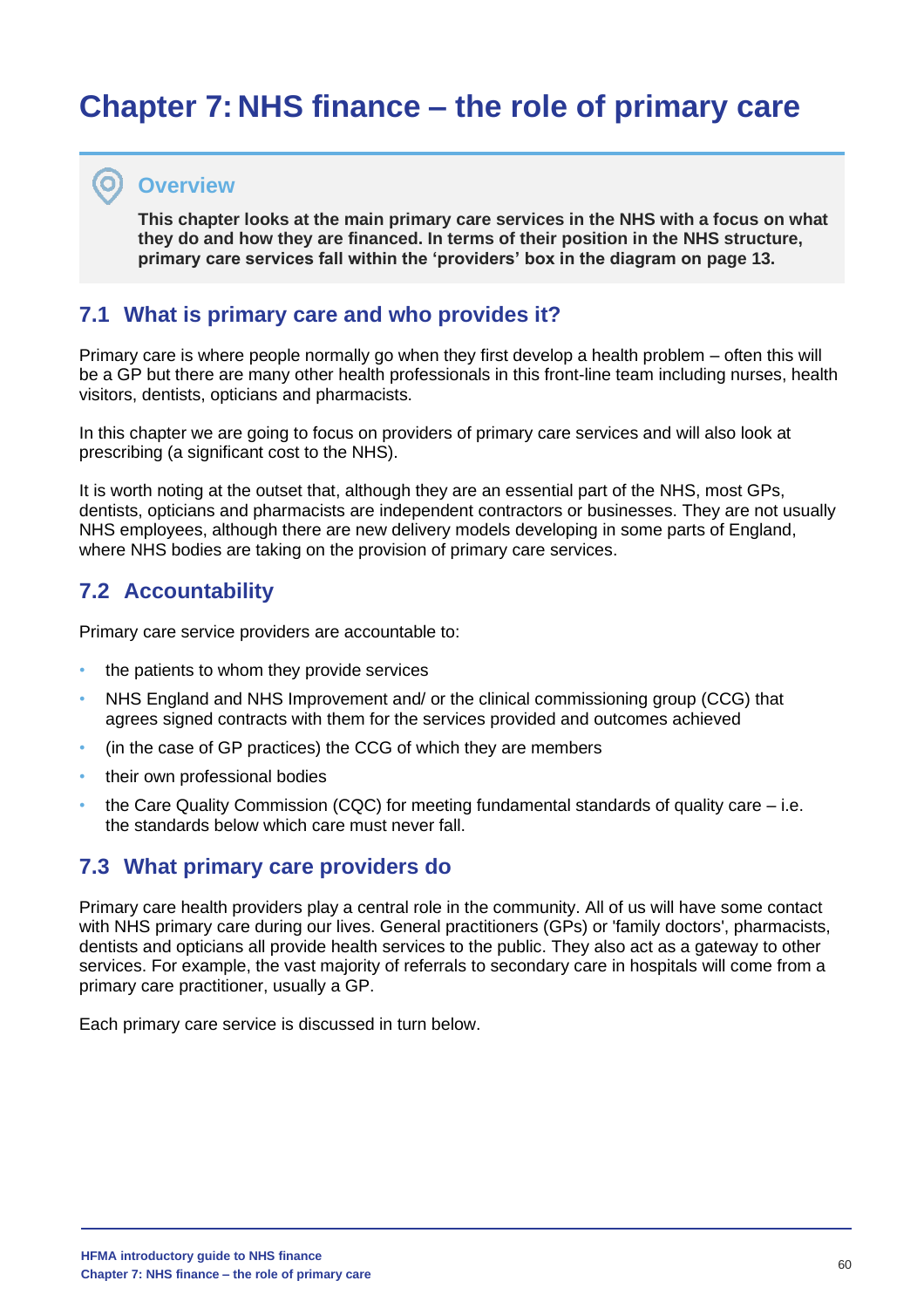# Chapter 7: NHS finance – the role of primary care

## Overview

**This chapter looks at the main primary care services in the NHS with a focus on what they do and how they are financed. In terms of their position in the NHS structure, primary care services fall within the 'providers' box in the diagram on page 13.**

## 7.1 What is primary care and who provides it?

Primary care is where people normally go when they first develop a health problem – often this will be a GP but there are many other health professionals in this front-line team including nurses, health visitors, dentists, opticians and pharmacists.

In this chapter we are going to focus on providers of primary care services and will also look at prescribing (a significant cost to the NHS).

It is worth noting at the outset that, although they are an essential part of the NHS, most GPs, dentists, opticians and pharmacists are independent contractors or businesses. They are not usually NHS employees, although there are new delivery models developing in some parts of England, where NHS bodies are taking on the provision of primary care services.

## 7.2 Accountability

Primary care service providers are accountable to:

- the patients to whom they provide services
- NHS England and NHS Improvement and/ or the clinical commissioning group (CCG) that agrees signed contracts with them for the services provided and outcomes achieved
- (in the case of GP practices) the CCG of which they are members
- their own professional bodies
- the Care Quality Commission (CQC) for meeting fundamental standards of quality care – i.e. the standards below which care must never fall.

## 7.3 What primary care providers do

Primary care health providers play a central role in the community. All of us will have some contact with NHS primary care during our lives. General practitioners (GPs) or 'family doctors', pharmacists, dentists and opticians all provide health services to the public. They also act as a gateway to other services. For example, the vast majority of referrals to secondary care in hospitals will come from a primary care practitioner, usually a GP.

Each primary care service is discussed in turn below.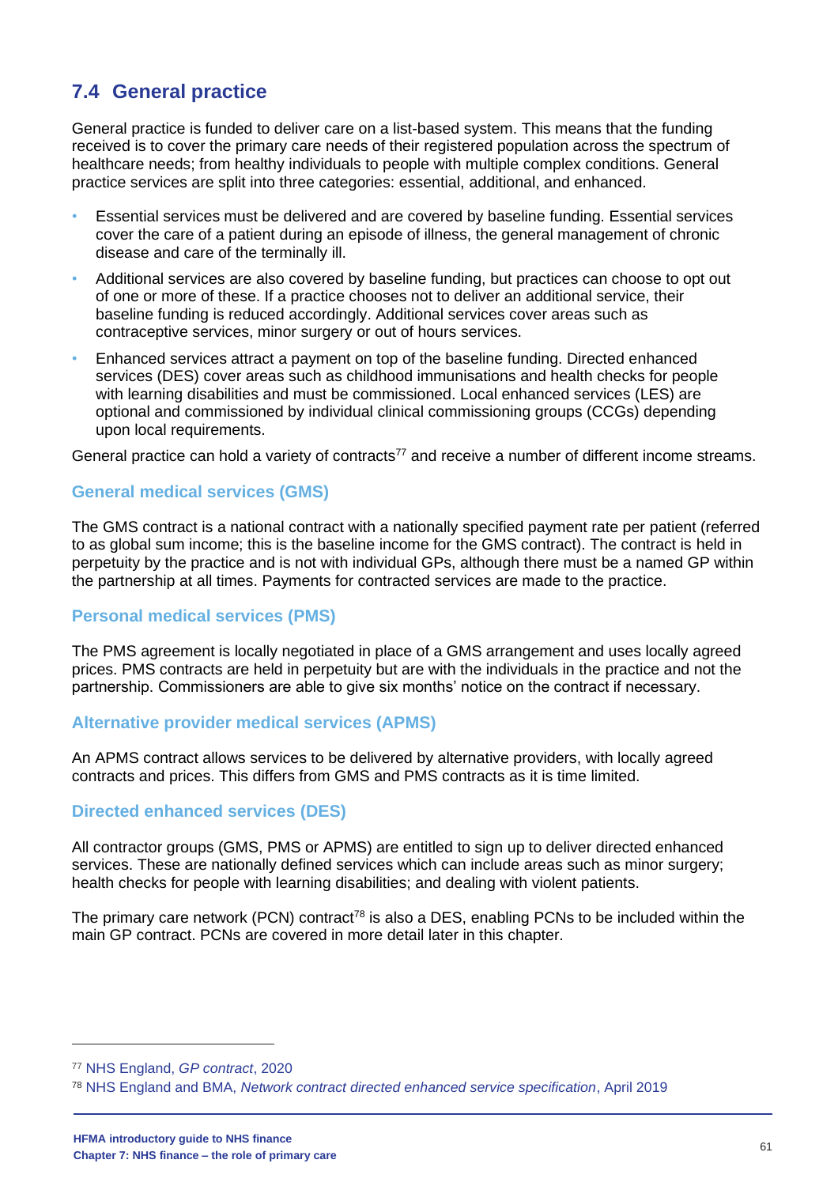## 7.4 General practice

General practice is funded to deliver care on a list-based system. This means that the funding received is to cover the primary care needs of their registered population across the spectrum of healthcare needs; from healthy individuals to people with multiple complex conditions. General practice services are split into three categories: essential, additional, and enhanced.

- Essential services must be delivered and are covered by baseline funding. Essential services cover the care of a patient during an episode of illness, the general management of chronic disease and care of the terminally ill.
- Additional services are also covered by baseline funding, but practices can choose to opt out of one or more of these. If a practice chooses not to deliver an additional service, their baseline funding is reduced accordingly. Additional services cover areas such as contraceptive services, minor surgery or out of hours services.
- Enhanced services attract a payment on top of the baseline funding. Directed enhanced services (DES) cover areas such as childhood immunisations and health checks for people with learning disabilities and must be commissioned. Local enhanced services (LES) are optional and commissioned by individual clinical commissioning groups (CCGs) depending upon local requirements.

General practice can hold a variety of contracts[77] and receive a number of different income streams.

### General medical services (GMS)

The GMS contract is a national contract with a nationally specified payment rate per patient (referred to as global sum income; this is the baseline income for the GMS contract). The contract is held in perpetuity by the practice and is not with individual GPs, although there must be a named GP within the partnership at all times. Payments for contracted services are made to the practice.

### Personal medical services (PMS)

The PMS agreement is locally negotiated in place of a GMS arrangement and uses locally agreed prices. PMS contracts are held in perpetuity but are with the individuals in the practice and not the partnership. Commissioners are able to give six months' notice on the contract if necessary.

### Alternative provider medical services (APMS)

An APMS contract allows services to be delivered by alternative providers, with locally agreed contracts and prices. This differs from GMS and PMS contracts as it is time limited.

### Directed enhanced services (DES)

All contractor groups (GMS, PMS or APMS) are entitled to sign up to deliver directed enhanced services. These are nationally defined services which can include areas such as minor surgery; health checks for people with learning disabilities; and dealing with violent patients.

The primary care network (PCN) contract[78] is also a DES, enabling PCNs to be included within the main GP contract. PCNs are covered in more detail later in this chapter.

---

[77] NHS England, *GP contract*, 2020

[78] NHS England and BMA, *Network contract directed enhanced service specification*, April 2019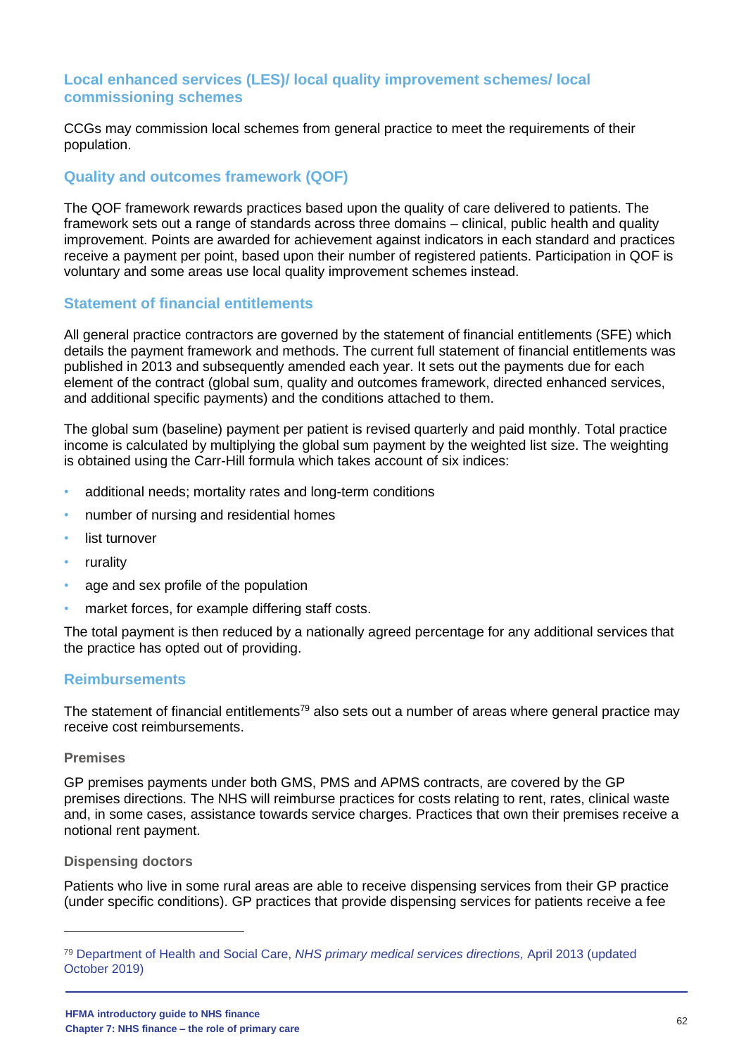### Local enhanced services (LES)/ local quality improvement schemes/ local commissioning schemes

CCGs may commission local schemes from general practice to meet the requirements of their population.

### Quality and outcomes framework (QOF)

The QOF framework rewards practices based upon the quality of care delivered to patients. The framework sets out a range of standards across three domains – clinical, public health and quality improvement. Points are awarded for achievement against indicators in each standard and practices receive a payment per point, based upon their number of registered patients. Participation in QOF is voluntary and some areas use local quality improvement schemes instead.

### Statement of financial entitlements

All general practice contractors are governed by the statement of financial entitlements (SFE) which details the payment framework and methods. The current full statement of financial entitlements was published in 2013 and subsequently amended each year. It sets out the payments due for each element of the contract (global sum, quality and outcomes framework, directed enhanced services, and additional specific payments) and the conditions attached to them.

The global sum (baseline) payment per patient is revised quarterly and paid monthly. Total practice income is calculated by multiplying the global sum payment by the weighted list size. The weighting is obtained using the Carr-Hill formula which takes account of six indices:

- additional needs; mortality rates and long-term conditions
- number of nursing and residential homes
- list turnover
- rurality
- age and sex profile of the population
- market forces, for example differing staff costs.

The total payment is then reduced by a nationally agreed percentage for any additional services that the practice has opted out of providing.

### Reimbursements

The statement of financial entitlements[79] also sets out a number of areas where general practice may receive cost reimbursements.

#### Premises

GP premises payments under both GMS, PMS and APMS contracts, are covered by the GP premises directions. The NHS will reimburse practices for costs relating to rent, rates, clinical waste and, in some cases, assistance towards service charges. Practices that own their premises receive a notional rent payment.

#### Dispensing doctors

Patients who live in some rural areas are able to receive dispensing services from their GP practice (under specific conditions). GP practices that provide dispensing services for patients receive a fee

---

[79] Department of Health and Social Care, *NHS primary medical services directions,* April 2013 (updated October 2019)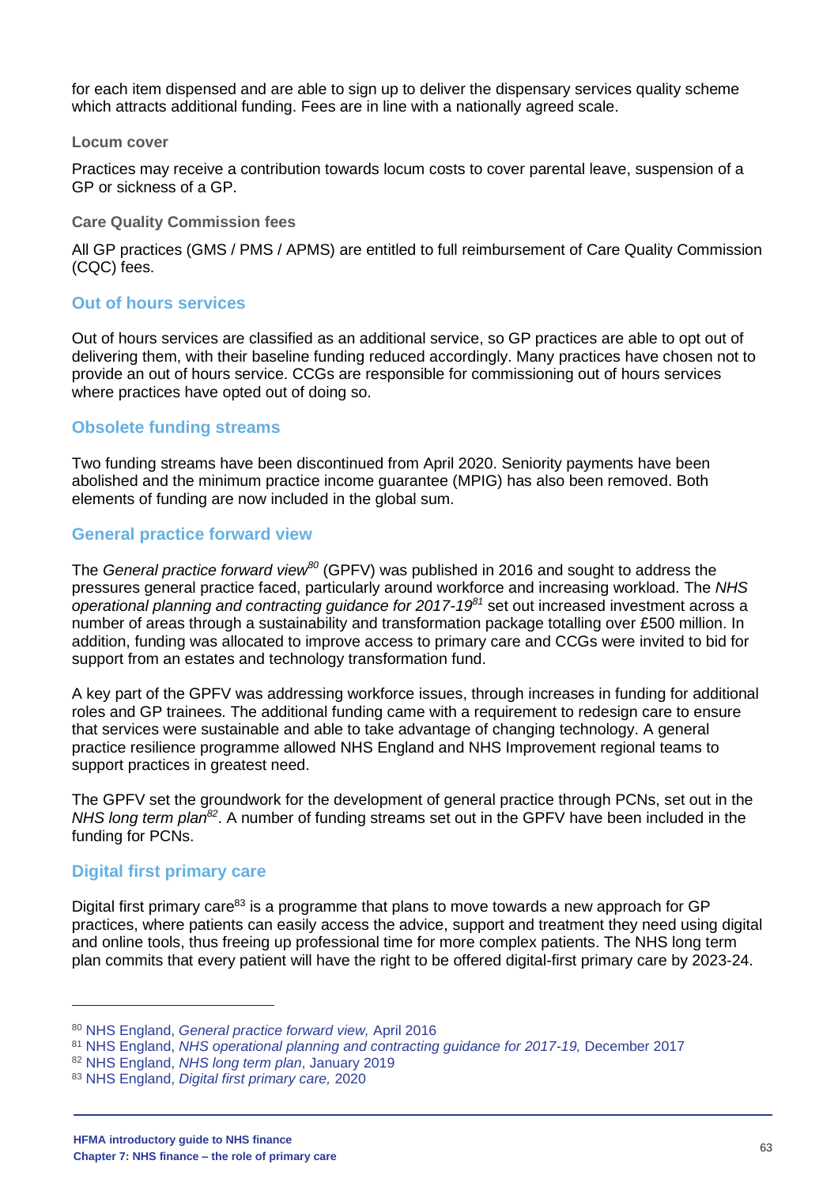for each item dispensed and are able to sign up to deliver the dispensary services quality scheme which attracts additional funding. Fees are in line with a nationally agreed scale.

#### Locum cover

Practices may receive a contribution towards locum costs to cover parental leave, suspension of a GP or sickness of a GP.

#### Care Quality Commission fees

All GP practices (GMS / PMS / APMS) are entitled to full reimbursement of Care Quality Commission (CQC) fees.

### Out of hours services

Out of hours services are classified as an additional service, so GP practices are able to opt out of delivering them, with their baseline funding reduced accordingly. Many practices have chosen not to provide an out of hours service. CCGs are responsible for commissioning out of hours services where practices have opted out of doing so.

### Obsolete funding streams

Two funding streams have been discontinued from April 2020. Seniority payments have been abolished and the minimum practice income guarantee (MPIG) has also been removed. Both elements of funding are now included in the global sum.

### General practice forward view

The *General practice forward view*[80] (GPFV) was published in 2016 and sought to address the pressures general practice faced, particularly around workforce and increasing workload. The *NHS operational planning and contracting guidance for 2017-19*[81] set out increased investment across a number of areas through a sustainability and transformation package totalling over £500 million. In addition, funding was allocated to improve access to primary care and CCGs were invited to bid for support from an estates and technology transformation fund.

A key part of the GPFV was addressing workforce issues, through increases in funding for additional roles and GP trainees. The additional funding came with a requirement to redesign care to ensure that services were sustainable and able to take advantage of changing technology. A general practice resilience programme allowed NHS England and NHS Improvement regional teams to support practices in greatest need.

The GPFV set the groundwork for the development of general practice through PCNs, set out in the *NHS long term plan*[82]. A number of funding streams set out in the GPFV have been included in the funding for PCNs.

### Digital first primary care

Digital first primary care[83] is a programme that plans to move towards a new approach for GP practices, where patients can easily access the advice, support and treatment they need using digital and online tools, thus freeing up professional time for more complex patients. The NHS long term plan commits that every patient will have the right to be offered digital-first primary care by 2023-24.

---

[80] NHS England, *General practice forward view,* April 2016

[81] NHS England, *NHS operational planning and contracting guidance for 2017-19,* December 2017

[82] NHS England, *NHS long term plan*, January 2019

[83] NHS England, *Digital first primary care,* 2020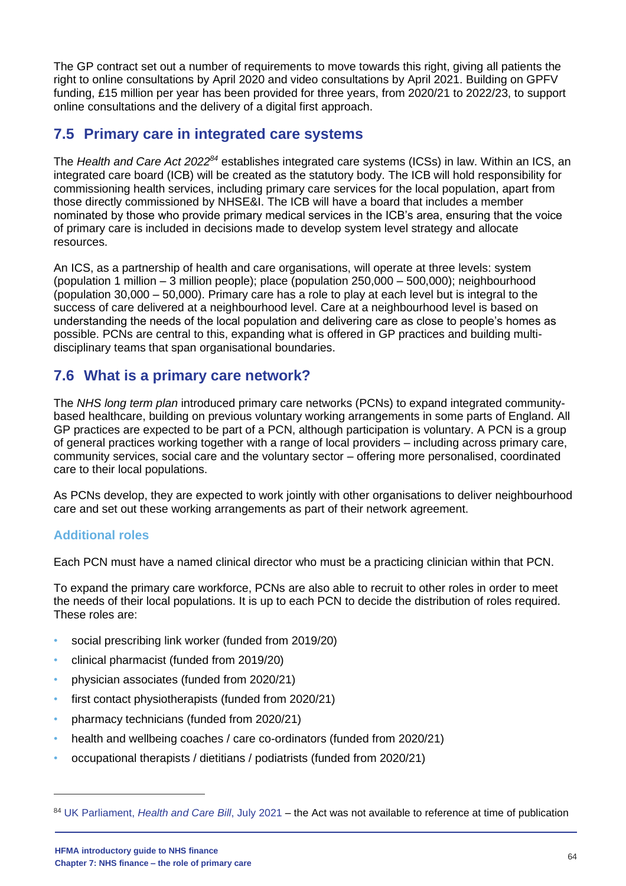The GP contract set out a number of requirements to move towards this right, giving all patients the right to online consultations by April 2020 and video consultations by April 2021. Building on GPFV funding, £15 million per year has been provided for three years, from 2020/21 to 2022/23, to support online consultations and the delivery of a digital first approach.

## 7.5 Primary care in integrated care systems

The *Health and Care Act 2022*[84] establishes integrated care systems (ICSs) in law. Within an ICS, an integrated care board (ICB) will be created as the statutory body. The ICB will hold responsibility for commissioning health services, including primary care services for the local population, apart from those directly commissioned by NHSE&I. The ICB will have a board that includes a member nominated by those who provide primary medical services in the ICB's area, ensuring that the voice of primary care is included in decisions made to develop system level strategy and allocate resources.

An ICS, as a partnership of health and care organisations, will operate at three levels: system (population 1 million – 3 million people); place (population 250,000 – 500,000); neighbourhood (population 30,000 – 50,000). Primary care has a role to play at each level but is integral to the success of care delivered at a neighbourhood level. Care at a neighbourhood level is based on understanding the needs of the local population and delivering care as close to people's homes as possible. PCNs are central to this, expanding what is offered in GP practices and building multi-disciplinary teams that span organisational boundaries.

## 7.6 What is a primary care network?

The *NHS long term plan* introduced primary care networks (PCNs) to expand integrated community-based healthcare, building on previous voluntary working arrangements in some parts of England. All GP practices are expected to be part of a PCN, although participation is voluntary. A PCN is a group of general practices working together with a range of local providers – including across primary care, community services, social care and the voluntary sector – offering more personalised, coordinated care to their local populations.

As PCNs develop, they are expected to work jointly with other organisations to deliver neighbourhood care and set out these working arrangements as part of their network agreement.

### Additional roles

Each PCN must have a named clinical director who must be a practicing clinician within that PCN.

To expand the primary care workforce, PCNs are also able to recruit to other roles in order to meet the needs of their local populations. It is up to each PCN to decide the distribution of roles required. These roles are:

- social prescribing link worker (funded from 2019/20)
- clinical pharmacist (funded from 2019/20)
- physician associates (funded from 2020/21)
- first contact physiotherapists (funded from 2020/21)
- pharmacy technicians (funded from 2020/21)
- health and wellbeing coaches / care co-ordinators (funded from 2020/21)
- occupational therapists / dietitians / podiatrists (funded from 2020/21)

---

[84] UK Parliament, *Health and Care Bill*, July 2021 – the Act was not available to reference at time of publication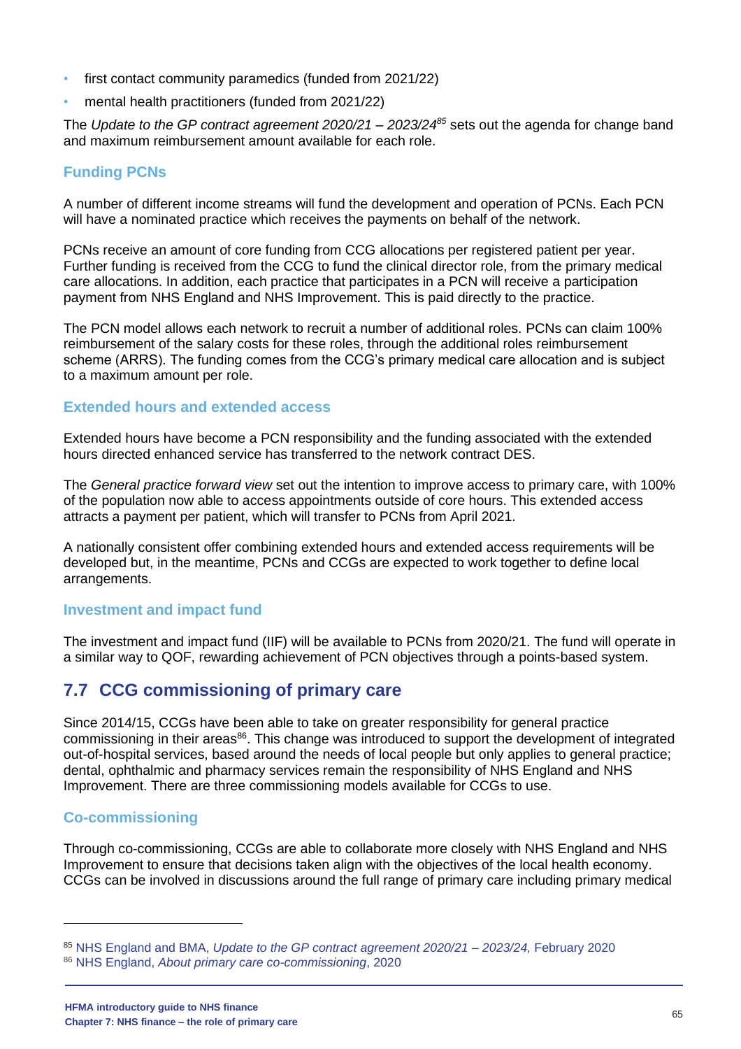- first contact community paramedics (funded from 2021/22)
- mental health practitioners (funded from 2021/22)

The *Update to the GP contract agreement 2020/21 – 2023/24*[85] sets out the agenda for change band and maximum reimbursement amount available for each role.

### Funding PCNs

A number of different income streams will fund the development and operation of PCNs. Each PCN will have a nominated practice which receives the payments on behalf of the network.

PCNs receive an amount of core funding from CCG allocations per registered patient per year. Further funding is received from the CCG to fund the clinical director role, from the primary medical care allocations. In addition, each practice that participates in a PCN will receive a participation payment from NHS England and NHS Improvement. This is paid directly to the practice.

The PCN model allows each network to recruit a number of additional roles. PCNs can claim 100% reimbursement of the salary costs for these roles, through the additional roles reimbursement scheme (ARRS). The funding comes from the CCG's primary medical care allocation and is subject to a maximum amount per role.

### Extended hours and extended access

Extended hours have become a PCN responsibility and the funding associated with the extended hours directed enhanced service has transferred to the network contract DES.

The *General practice forward view* set out the intention to improve access to primary care, with 100% of the population now able to access appointments outside of core hours. This extended access attracts a payment per patient, which will transfer to PCNs from April 2021.

A nationally consistent offer combining extended hours and extended access requirements will be developed but, in the meantime, PCNs and CCGs are expected to work together to define local arrangements.

### Investment and impact fund

The investment and impact fund (IIF) will be available to PCNs from 2020/21. The fund will operate in a similar way to QOF, rewarding achievement of PCN objectives through a points-based system.

## 7.7 CCG commissioning of primary care

Since 2014/15, CCGs have been able to take on greater responsibility for general practice commissioning in their areas[86]. This change was introduced to support the development of integrated out-of-hospital services, based around the needs of local people but only applies to general practice; dental, ophthalmic and pharmacy services remain the responsibility of NHS England and NHS Improvement. There are three commissioning models available for CCGs to use.

### Co-commissioning

Through co-commissioning, CCGs are able to collaborate more closely with NHS England and NHS Improvement to ensure that decisions taken align with the objectives of the local health economy. CCGs can be involved in discussions around the full range of primary care including primary medical

---

[85] NHS England and BMA, *Update to the GP contract agreement 2020/21 – 2023/24,* February 2020

[86] NHS England, *About primary care co-commissioning*, 2020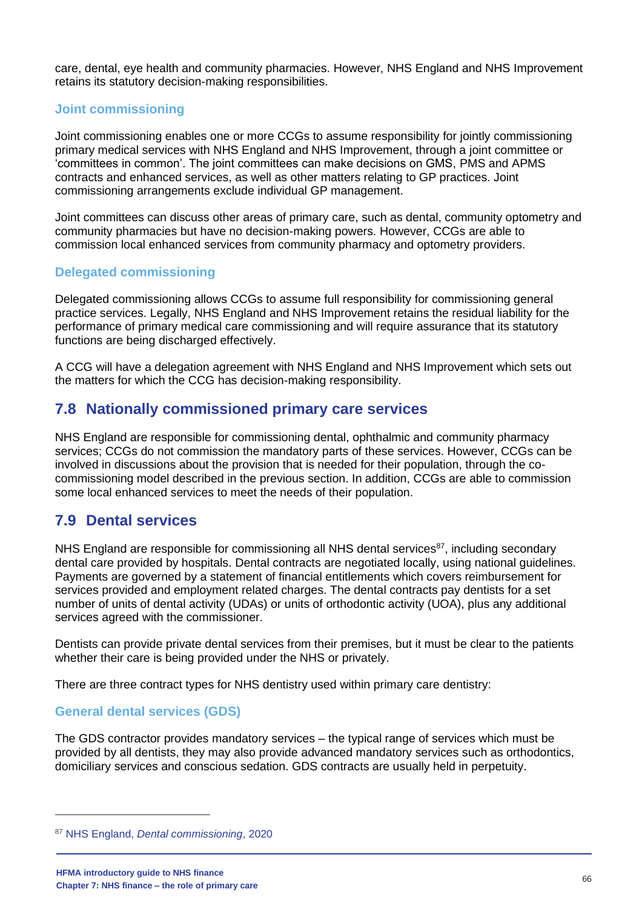care, dental, eye health and community pharmacies. However, NHS England and NHS Improvement retains its statutory decision-making responsibilities.

### Joint commissioning

Joint commissioning enables one or more CCGs to assume responsibility for jointly commissioning primary medical services with NHS England and NHS Improvement, through a joint committee or 'committees in common'. The joint committees can make decisions on GMS, PMS and APMS contracts and enhanced services, as well as other matters relating to GP practices. Joint commissioning arrangements exclude individual GP management.

Joint committees can discuss other areas of primary care, such as dental, community optometry and community pharmacies but have no decision-making powers. However, CCGs are able to commission local enhanced services from community pharmacy and optometry providers.

### Delegated commissioning

Delegated commissioning allows CCGs to assume full responsibility for commissioning general practice services. Legally, NHS England and NHS Improvement retains the residual liability for the performance of primary medical care commissioning and will require assurance that its statutory functions are being discharged effectively.

A CCG will have a delegation agreement with NHS England and NHS Improvement which sets out the matters for which the CCG has decision-making responsibility.

## 7.8 Nationally commissioned primary care services

NHS England are responsible for commissioning dental, ophthalmic and community pharmacy services; CCGs do not commission the mandatory parts of these services. However, CCGs can be involved in discussions about the provision that is needed for their population, through the co-commissioning model described in the previous section. In addition, CCGs are able to commission some local enhanced services to meet the needs of their population.

## 7.9 Dental services

NHS England are responsible for commissioning all NHS dental services[87], including secondary dental care provided by hospitals. Dental contracts are negotiated locally, using national guidelines. Payments are governed by a statement of financial entitlements which covers reimbursement for services provided and employment related charges. The dental contracts pay dentists for a set number of units of dental activity (UDAs) or units of orthodontic activity (UOA), plus any additional services agreed with the commissioner.

Dentists can provide private dental services from their premises, but it must be clear to the patients whether their care is being provided under the NHS or privately.

There are three contract types for NHS dentistry used within primary care dentistry:

### General dental services (GDS)

The GDS contractor provides mandatory services – the typical range of services which must be provided by all dentists, they may also provide advanced mandatory services such as orthodontics, domiciliary services and conscious sedation. GDS contracts are usually held in perpetuity.

---

[87] NHS England, *Dental commissioning*, 2020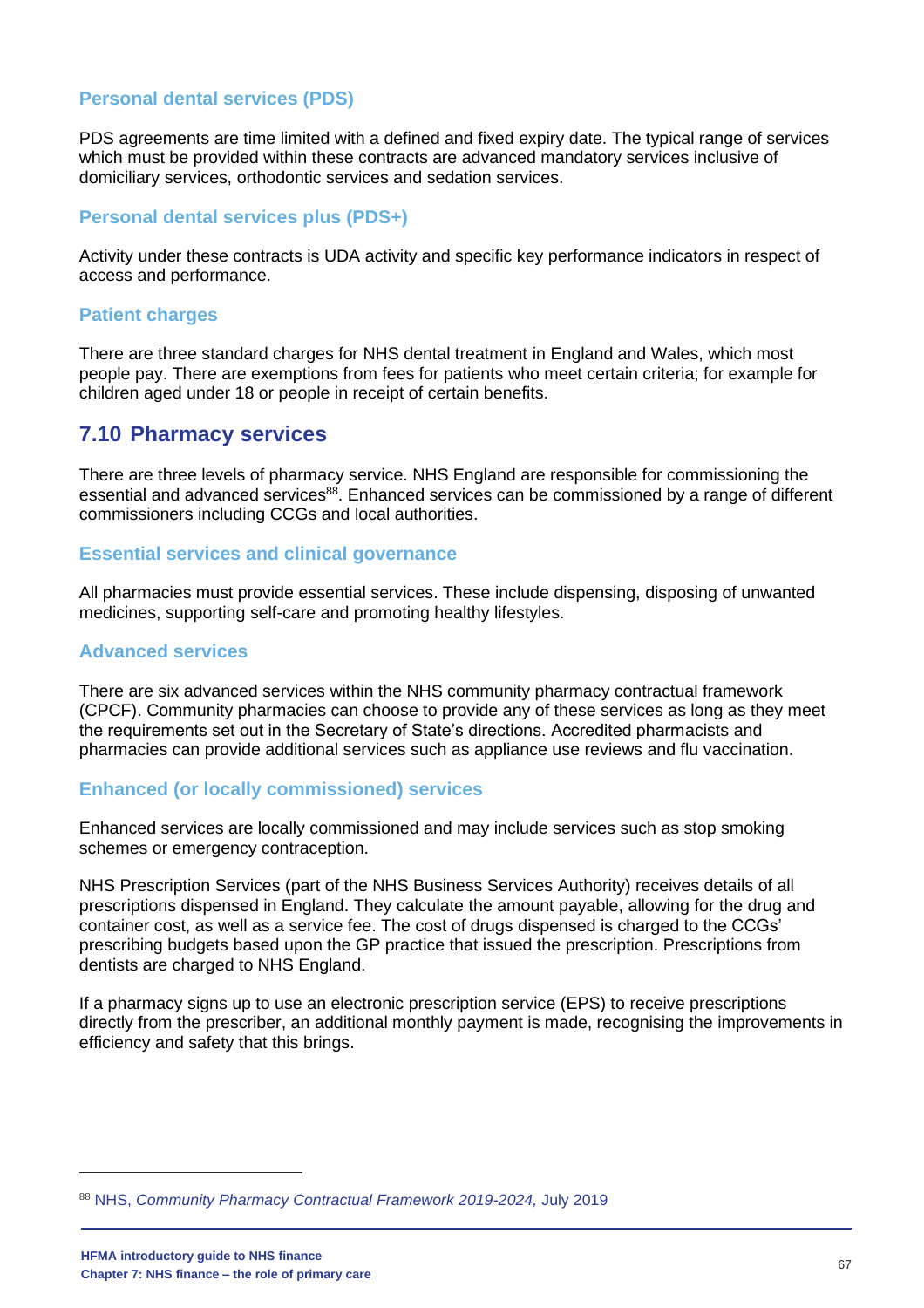### Personal dental services (PDS)

PDS agreements are time limited with a defined and fixed expiry date. The typical range of services which must be provided within these contracts are advanced mandatory services inclusive of domiciliary services, orthodontic services and sedation services.

### Personal dental services plus (PDS+)

Activity under these contracts is UDA activity and specific key performance indicators in respect of access and performance.

### Patient charges

There are three standard charges for NHS dental treatment in England and Wales, which most people pay. There are exemptions from fees for patients who meet certain criteria; for example for children aged under 18 or people in receipt of certain benefits.

## 7.10 Pharmacy services

There are three levels of pharmacy service. NHS England are responsible for commissioning the essential and advanced services[88]. Enhanced services can be commissioned by a range of different commissioners including CCGs and local authorities.

### Essential services and clinical governance

All pharmacies must provide essential services. These include dispensing, disposing of unwanted medicines, supporting self-care and promoting healthy lifestyles.

### Advanced services

There are six advanced services within the NHS community pharmacy contractual framework (CPCF). Community pharmacies can choose to provide any of these services as long as they meet the requirements set out in the Secretary of State's directions. Accredited pharmacists and pharmacies can provide additional services such as appliance use reviews and flu vaccination.

### Enhanced (or locally commissioned) services

Enhanced services are locally commissioned and may include services such as stop smoking schemes or emergency contraception.

NHS Prescription Services (part of the NHS Business Services Authority) receives details of all prescriptions dispensed in England. They calculate the amount payable, allowing for the drug and container cost, as well as a service fee. The cost of drugs dispensed is charged to the CCGs' prescribing budgets based upon the GP practice that issued the prescription. Prescriptions from dentists are charged to NHS England.

If a pharmacy signs up to use an electronic prescription service (EPS) to receive prescriptions directly from the prescriber, an additional monthly payment is made, recognising the improvements in efficiency and safety that this brings.

---

[88] NHS, *Community Pharmacy Contractual Framework 2019-2024,* July 2019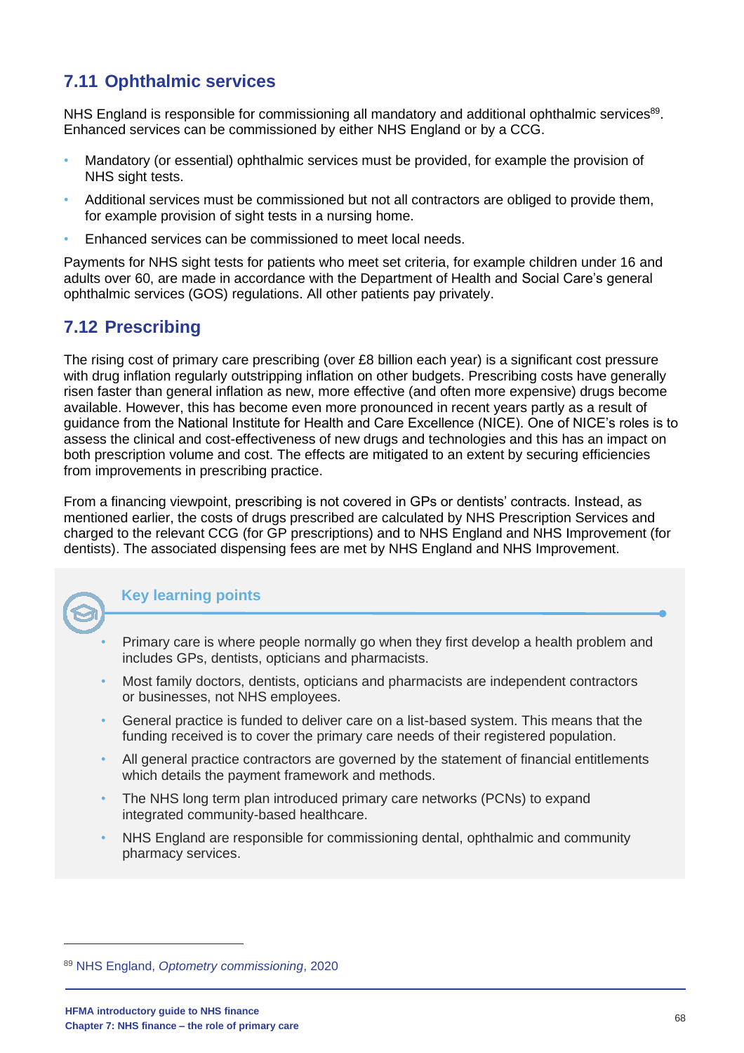## 7.11 Ophthalmic services

NHS England is responsible for commissioning all mandatory and additional ophthalmic services[89]. Enhanced services can be commissioned by either NHS England or by a CCG.

- Mandatory (or essential) ophthalmic services must be provided, for example the provision of NHS sight tests.
- Additional services must be commissioned but not all contractors are obliged to provide them, for example provision of sight tests in a nursing home.
- Enhanced services can be commissioned to meet local needs.

Payments for NHS sight tests for patients who meet set criteria, for example children under 16 and adults over 60, are made in accordance with the Department of Health and Social Care's general ophthalmic services (GOS) regulations. All other patients pay privately.

## 7.12 Prescribing

The rising cost of primary care prescribing (over £8 billion each year) is a significant cost pressure with drug inflation regularly outstripping inflation on other budgets. Prescribing costs have generally risen faster than general inflation as new, more effective (and often more expensive) drugs become available. However, this has become even more pronounced in recent years partly as a result of guidance from the National Institute for Health and Care Excellence (NICE). One of NICE's roles is to assess the clinical and cost-effectiveness of new drugs and technologies and this has an impact on both prescription volume and cost. The effects are mitigated to an extent by securing efficiencies from improvements in prescribing practice.

From a financing viewpoint, prescribing is not covered in GPs or dentists' contracts. Instead, as mentioned earlier, the costs of drugs prescribed are calculated by NHS Prescription Services and charged to the relevant CCG (for GP prescriptions) and to NHS England and NHS Improvement (for dentists). The associated dispensing fees are met by NHS England and NHS Improvement.

### Key learning points

- Primary care is where people normally go when they first develop a health problem and includes GPs, dentists, opticians and pharmacists.
- Most family doctors, dentists, opticians and pharmacists are independent contractors or businesses, not NHS employees.
- General practice is funded to deliver care on a list-based system. This means that the funding received is to cover the primary care needs of their registered population.
- All general practice contractors are governed by the statement of financial entitlements which details the payment framework and methods.
- The NHS long term plan introduced primary care networks (PCNs) to expand integrated community-based healthcare.
- NHS England are responsible for commissioning dental, ophthalmic and community pharmacy services.

---

[89] NHS England, *Optometry commissioning*, 2020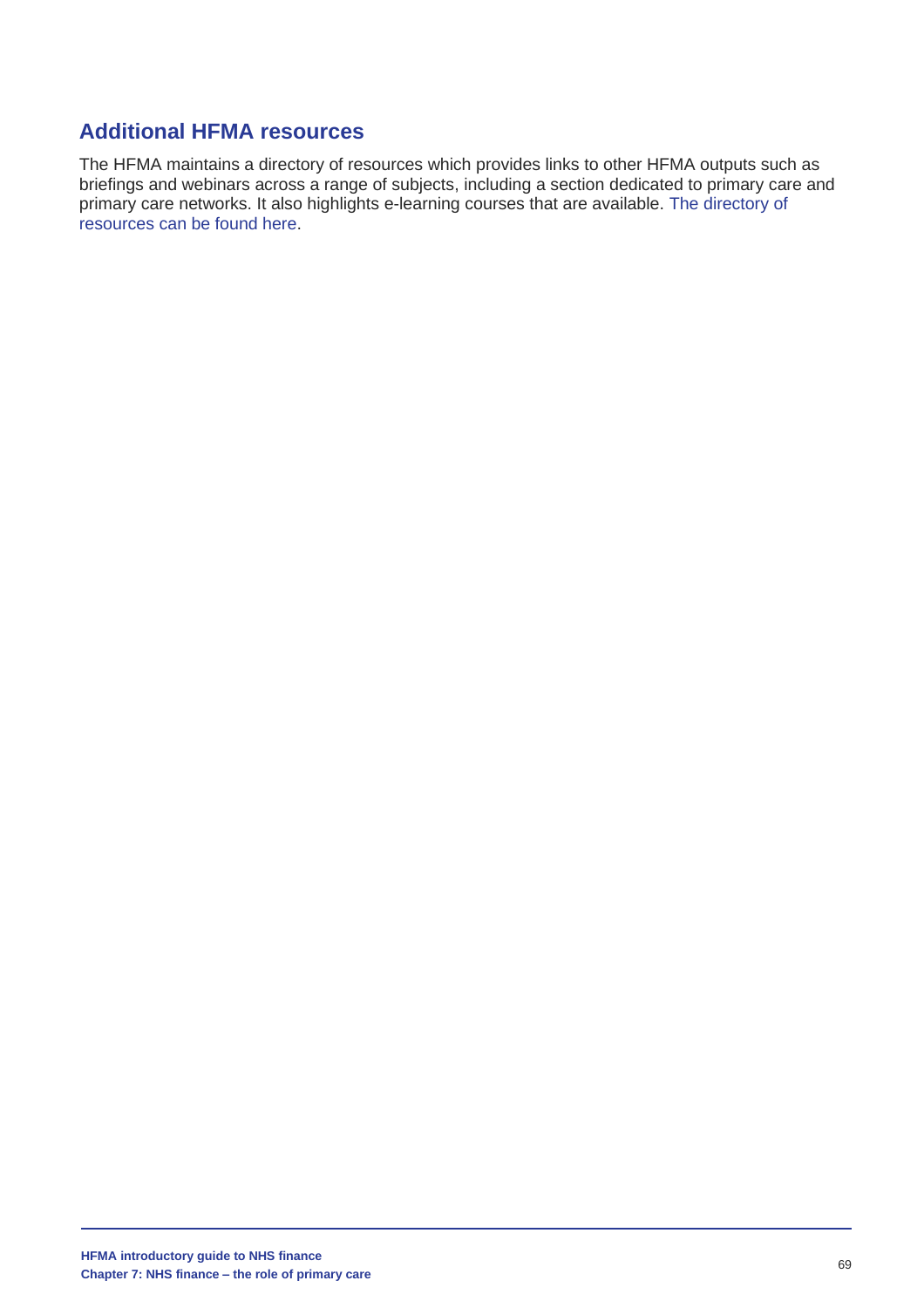## Additional HFMA resources

The HFMA maintains a directory of resources which provides links to other HFMA outputs such as briefings and webinars across a range of subjects, including a section dedicated to primary care and primary care networks. It also highlights e-learning courses that are available. The directory of resources can be found here.